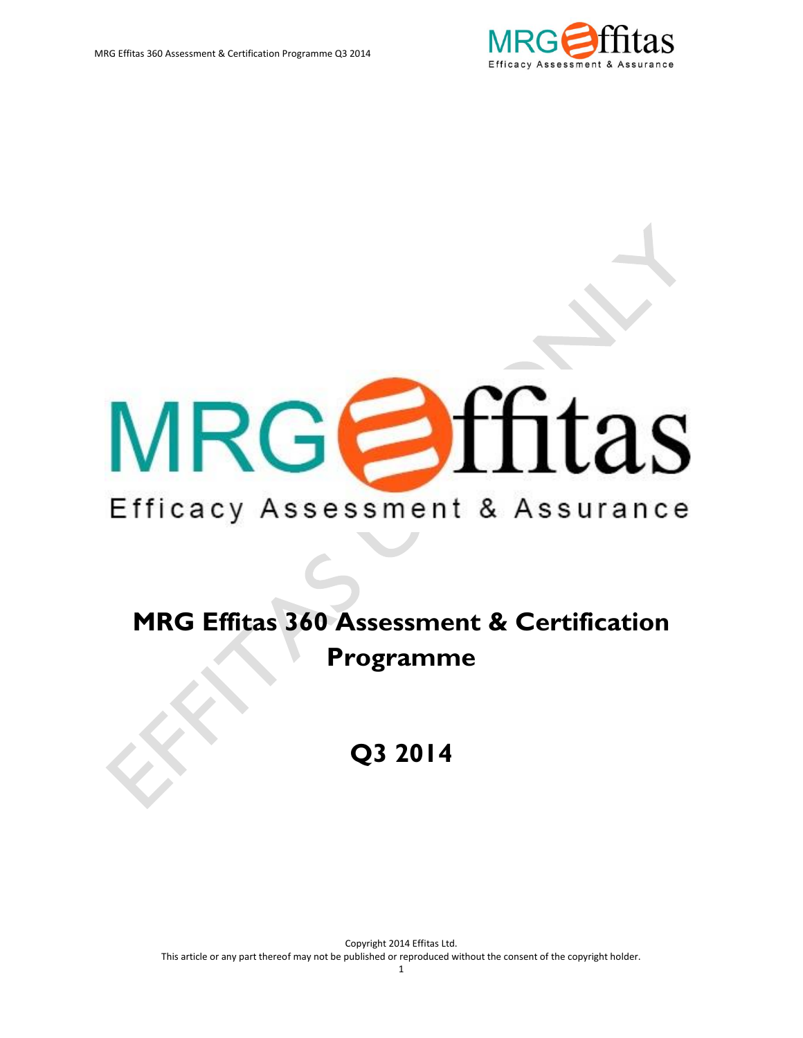# MRG Effitas 360 Assessment & Certification Programme

## Q3 2014

Copyright 2014 Effitas Ltd.

This article or any part thereof may not be published or reproduced without the consent of the copyright holder.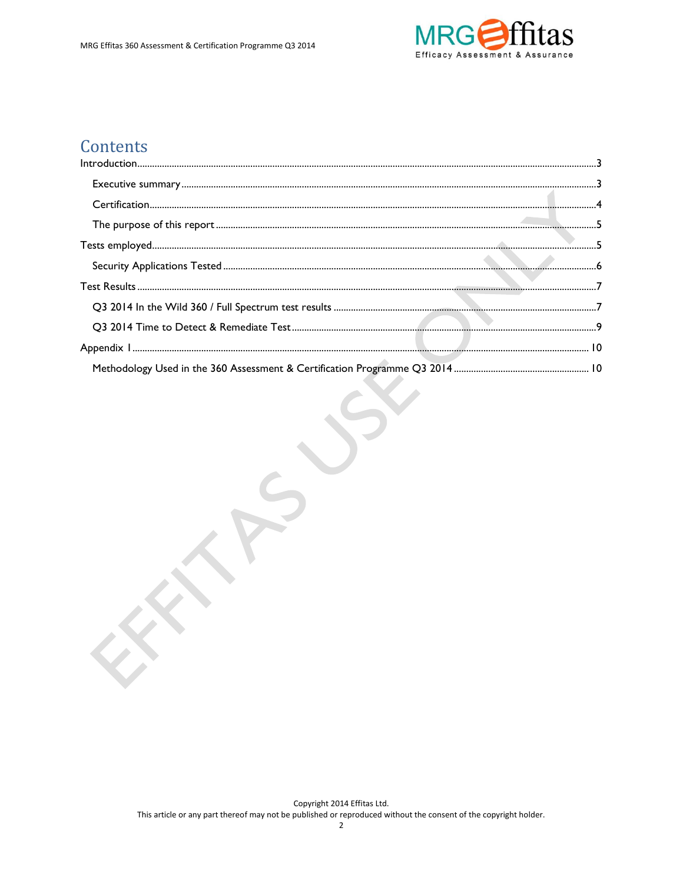# Contents

Introduction....................................................................................................................................................3

Executive summary........................................................................................................................................3

Certification....................................................................................................................................................4

The purpose of this report.............................................................................................................................5

Tests employed...............................................................................................................................................5

Security Applications Tested..........................................................................................................................6

Test Results.....................................................................................................................................................7

Q3 2014 In the Wild 360 / Full Spectrum test results....................................................................................7

Q3 2014 Time to Detect & Remediate Test....................................................................................................9

Appendix 1.....................................................................................................................................................10

Methodology Used in the 360 Assessment & Certification Programme Q3 2014........................................10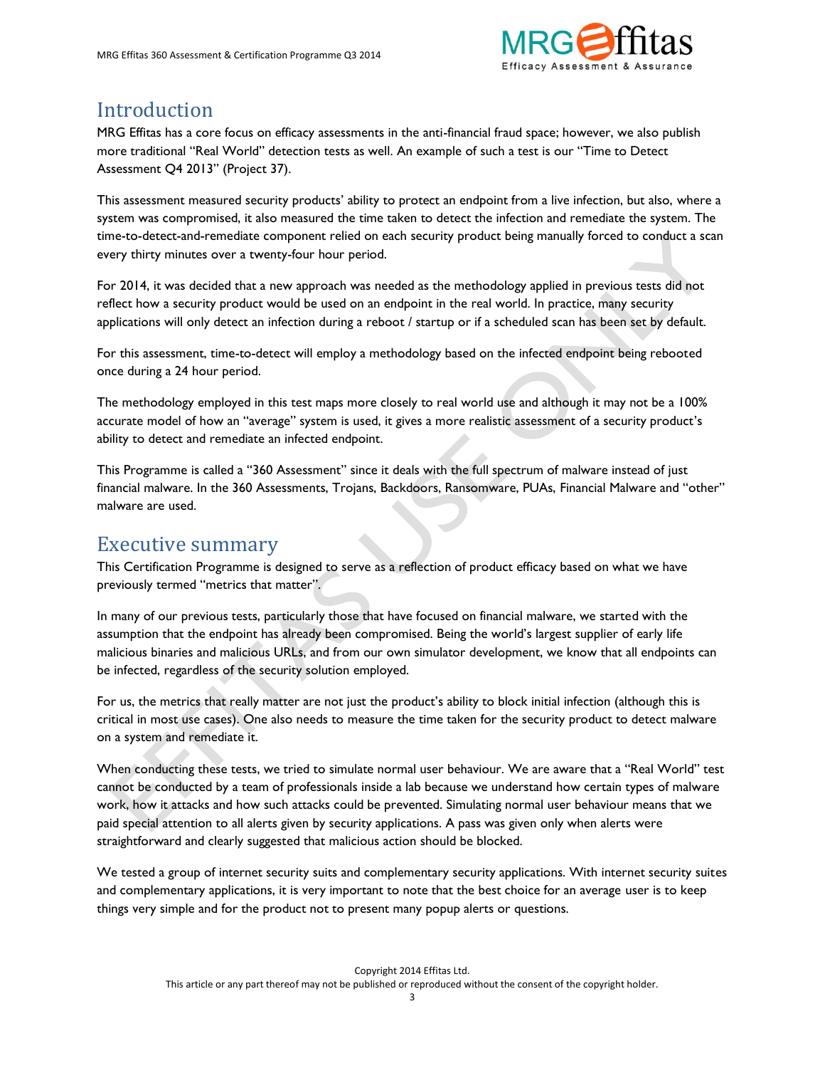## Introduction

MRG Effitas has a core focus on efficacy assessments in the anti-financial fraud space; however, we also publish more traditional "Real World" detection tests as well. An example of such a test is our "Time to Detect Assessment Q4 2013" (Project 37).

This assessment measured security products' ability to protect an endpoint from a live infection, but also, where a system was compromised, it also measured the time taken to detect the infection and remediate the system. The time-to-detect-and-remediate component relied on each security product being manually forced to conduct a scan every thirty minutes over a twenty-four hour period.

For 2014, it was decided that a new approach was needed as the methodology applied in previous tests did not reflect how a security product would be used on an endpoint in the real world. In practice, many security applications will only detect an infection during a reboot / startup or if a scheduled scan has been set by default.

For this assessment, time-to-detect will employ a methodology based on the infected endpoint being rebooted once during a 24 hour period.

The methodology employed in this test maps more closely to real world use and although it may not be a 100% accurate model of how an "average" system is used, it gives a more realistic assessment of a security product's ability to detect and remediate an infected endpoint.

This Programme is called a "360 Assessment" since it deals with the full spectrum of malware instead of just financial malware. In the 360 Assessments, Trojans, Backdoors, Ransomware, PUAs, Financial Malware and "other" malware are used.

## Executive summary

This Certification Programme is designed to serve as a reflection of product efficacy based on what we have previously termed "metrics that matter".

In many of our previous tests, particularly those that have focused on financial malware, we started with the assumption that the endpoint has already been compromised. Being the world's largest supplier of early life malicious binaries and malicious URLs, and from our own simulator development, we know that all endpoints can be infected, regardless of the security solution employed.

For us, the metrics that really matter are not just the product's ability to block initial infection (although this is critical in most use cases). One also needs to measure the time taken for the security product to detect malware on a system and remediate it.

When conducting these tests, we tried to simulate normal user behaviour. We are aware that a "Real World" test cannot be conducted by a team of professionals inside a lab because we understand how certain types of malware work, how it attacks and how such attacks could be prevented. Simulating normal user behaviour means that we paid special attention to all alerts given by security applications. A pass was given only when alerts were straightforward and clearly suggested that malicious action should be blocked.

We tested a group of internet security suits and complementary security applications. With internet security suites and complementary applications, it is very important to note that the best choice for an average user is to keep things very simple and for the product not to present many popup alerts or questions.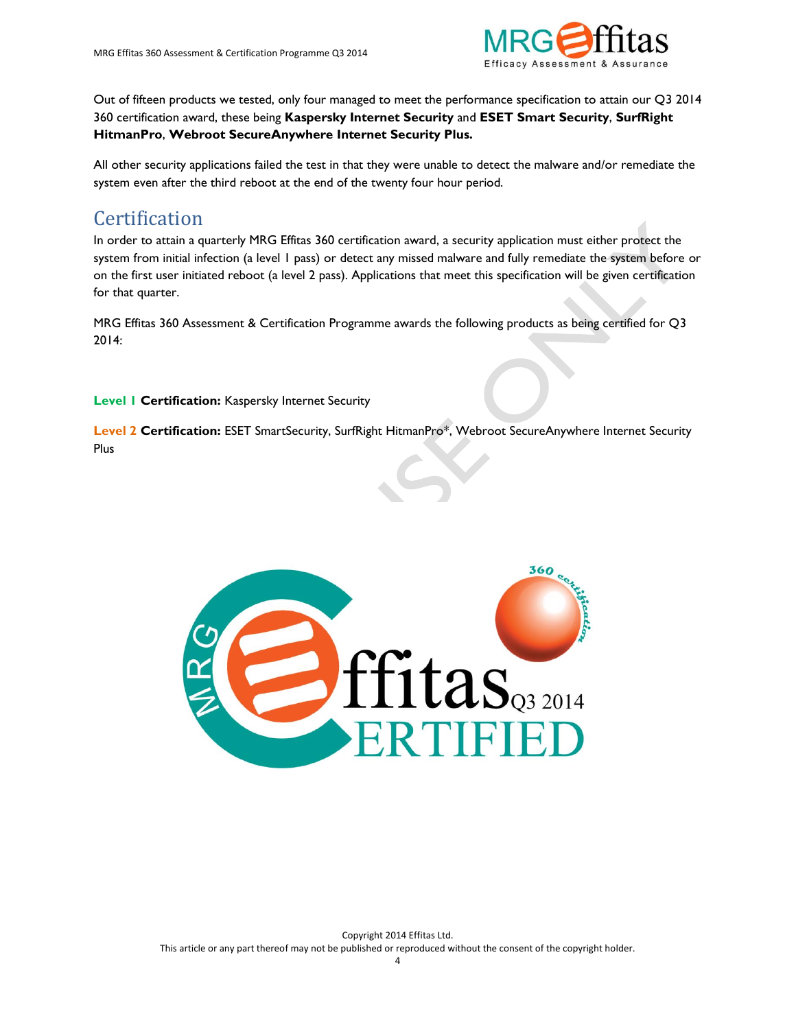Out of fifteen products we tested, only four managed to meet the performance specification to attain our Q3 2014 360 certification award, these being **Kaspersky Internet Security** and **ESET Smart Security**, **SurfRight HitmanPro**, **Webroot SecureAnywhere Internet Security Plus.**

All other security applications failed the test in that they were unable to detect the malware and/or remediate the system even after the third reboot at the end of the twenty four hour period.

## Certification

In order to attain a quarterly MRG Effitas 360 certification award, a security application must either protect the system from initial infection (a level 1 pass) or detect any missed malware and fully remediate the system before or on the first user initiated reboot (a level 2 pass). Applications that meet this specification will be given certification for that quarter.

MRG Effitas 360 Assessment & Certification Programme awards the following products as being certified for Q3 2014:

**Level 1 Certification:** Kaspersky Internet Security

**Level 2 Certification:** ESET SmartSecurity, SurfRight HitmanPro*, Webroot SecureAnywhere Internet Security Plus

Copyright 2014 Effitas Ltd.
This article or any part thereof may not be published or reproduced without the consent of the copyright holder.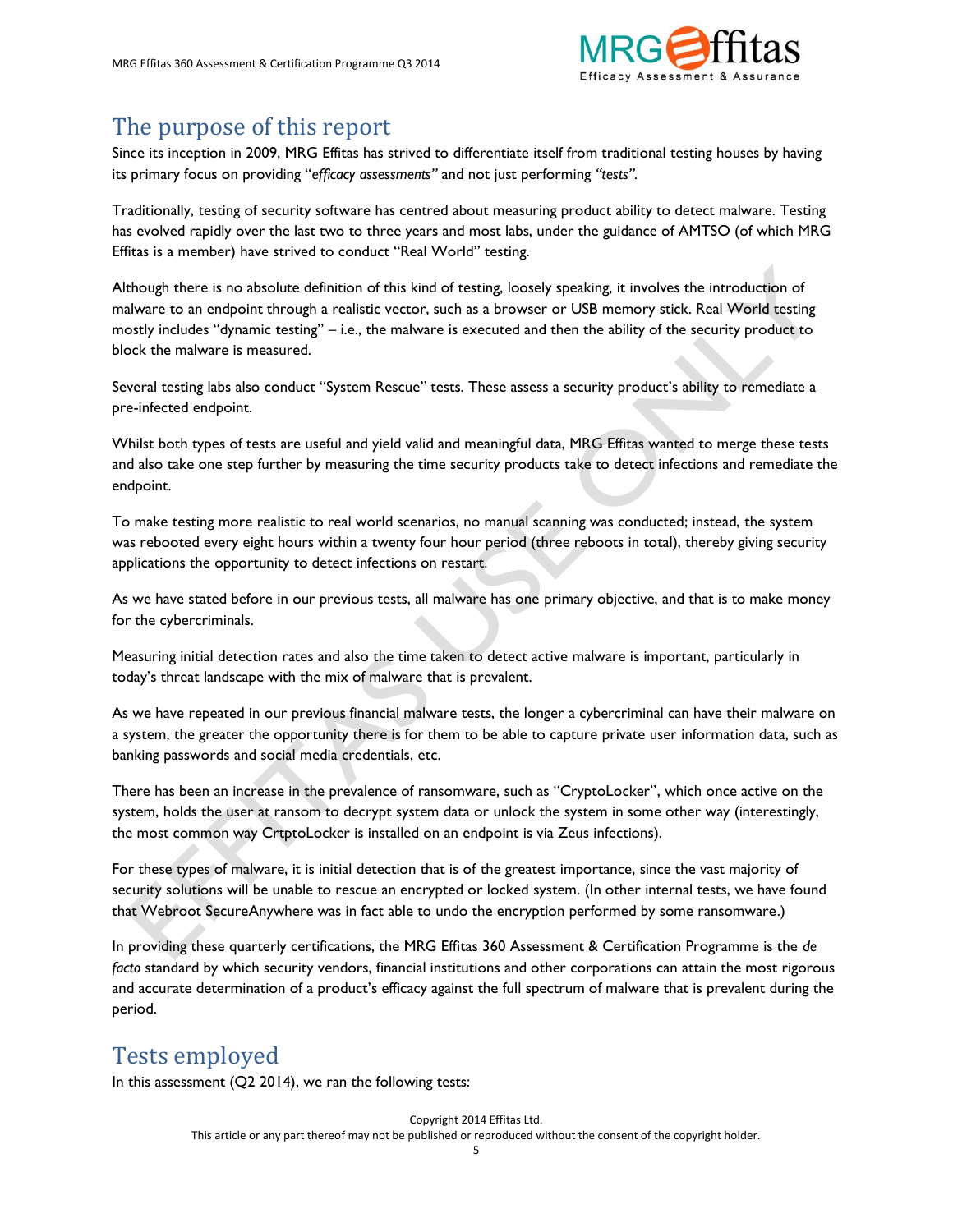## The purpose of this report

Since its inception in 2009, MRG Effitas has strived to differentiate itself from traditional testing houses by having its primary focus on providing "*efficacy assessments"* and not just performing *"tests"*.

Traditionally, testing of security software has centred about measuring product ability to detect malware. Testing has evolved rapidly over the last two to three years and most labs, under the guidance of AMTSO (of which MRG Effitas is a member) have strived to conduct "Real World" testing.

Although there is no absolute definition of this kind of testing, loosely speaking, it involves the introduction of malware to an endpoint through a realistic vector, such as a browser or USB memory stick. Real World testing mostly includes "dynamic testing" – i.e., the malware is executed and then the ability of the security product to block the malware is measured.

Several testing labs also conduct "System Rescue" tests. These assess a security product's ability to remediate a pre-infected endpoint.

Whilst both types of tests are useful and yield valid and meaningful data, MRG Effitas wanted to merge these tests and also take one step further by measuring the time security products take to detect infections and remediate the endpoint.

To make testing more realistic to real world scenarios, no manual scanning was conducted; instead, the system was rebooted every eight hours within a twenty four hour period (three reboots in total), thereby giving security applications the opportunity to detect infections on restart.

As we have stated before in our previous tests, all malware has one primary objective, and that is to make money for the cybercriminals.

Measuring initial detection rates and also the time taken to detect active malware is important, particularly in today's threat landscape with the mix of malware that is prevalent.

As we have repeated in our previous financial malware tests, the longer a cybercriminal can have their malware on a system, the greater the opportunity there is for them to be able to capture private user information data, such as banking passwords and social media credentials, etc.

There has been an increase in the prevalence of ransomware, such as "CryptoLocker", which once active on the system, holds the user at ransom to decrypt system data or unlock the system in some other way (interestingly, the most common way CrtptoLocker is installed on an endpoint is via Zeus infections).

For these types of malware, it is initial detection that is of the greatest importance, since the vast majority of security solutions will be unable to rescue an encrypted or locked system. (In other internal tests, we have found that Webroot SecureAnywhere was in fact able to undo the encryption performed by some ransomware.)

In providing these quarterly certifications, the MRG Effitas 360 Assessment & Certification Programme is the *de facto* standard by which security vendors, financial institutions and other corporations can attain the most rigorous and accurate determination of a product's efficacy against the full spectrum of malware that is prevalent during the period.

## Tests employed

In this assessment (Q2 2014), we ran the following tests: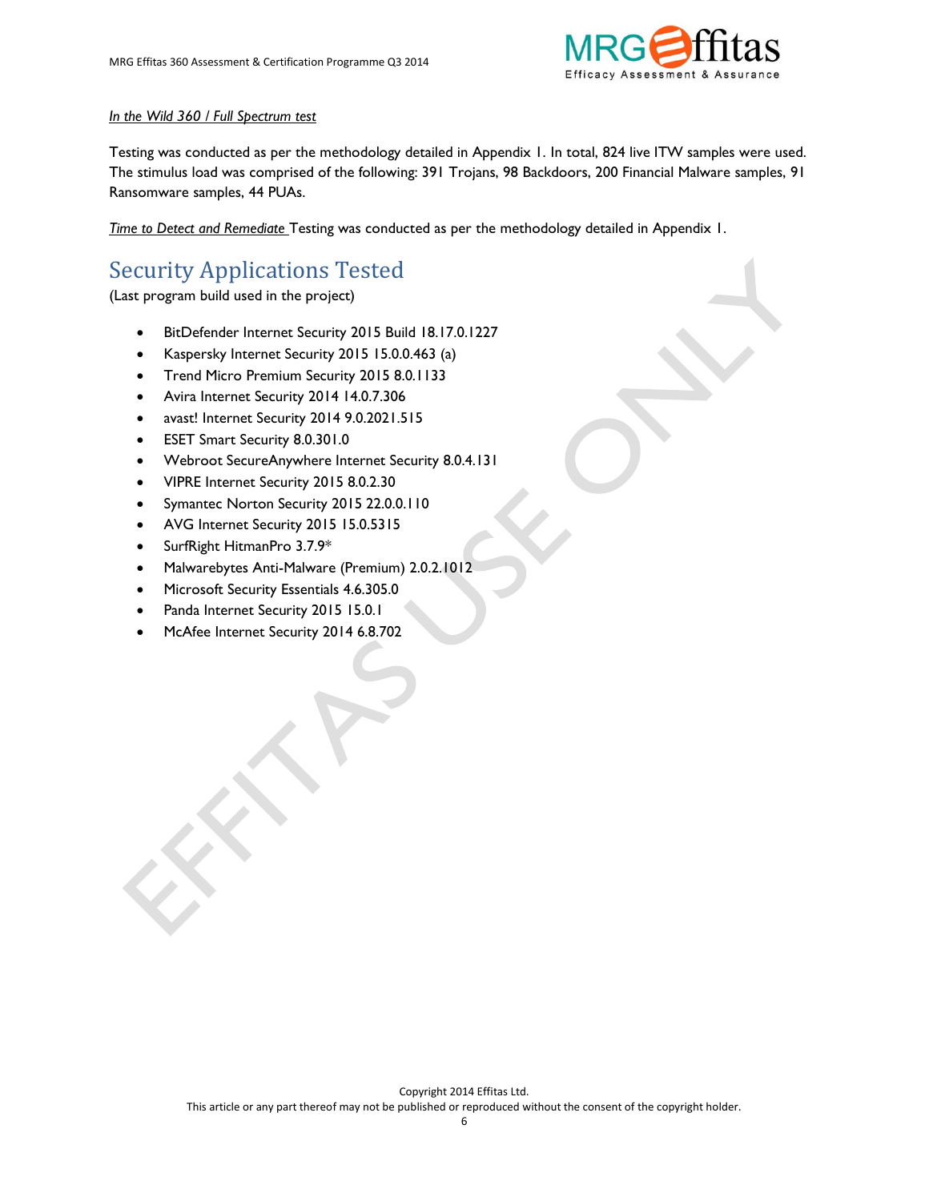*In the Wild 360 / Full Spectrum test*

Testing was conducted as per the methodology detailed in Appendix 1. In total, 824 live ITW samples were used. The stimulus load was comprised of the following: 391 Trojans, 98 Backdoors, 200 Financial Malware samples, 91 Ransomware samples, 44 PUAs.

*Time to Detect and Remediate* Testing was conducted as per the methodology detailed in Appendix 1.

# Security Applications Tested

(Last program build used in the project)

- BitDefender Internet Security 2015 Build 18.17.0.1227
- Kaspersky Internet Security 2015 15.0.0.463 (a)
- Trend Micro Premium Security 2015 8.0.1133
- Avira Internet Security 2014 14.0.7.306
- avast! Internet Security 2014 9.0.2021.515
- ESET Smart Security 8.0.301.0
- Webroot SecureAnywhere Internet Security 8.0.4.131
- VIPRE Internet Security 2015 8.0.2.30
- Symantec Norton Security 2015 22.0.0.110
- AVG Internet Security 2015 15.0.5315
- SurfRight HitmanPro 3.7.9*
- Malwarebytes Anti-Malware (Premium) 2.0.2.1012
- Microsoft Security Essentials 4.6.305.0
- Panda Internet Security 2015 15.0.1
- McAfee Internet Security 2014 6.8.702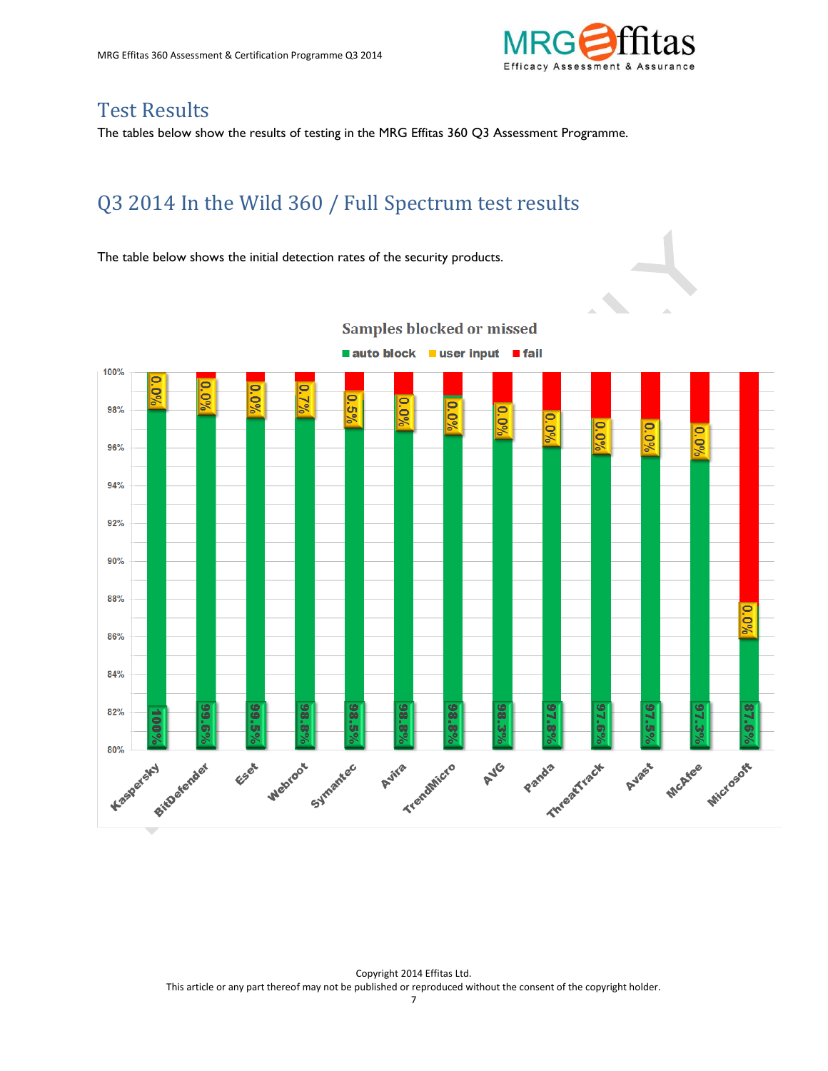# Test Results

The tables below show the results of testing in the MRG Effitas 360 Q3 Assessment Programme.

## Q3 2014 In the Wild 360 / Full Spectrum test results

The table below shows the initial detection rates of the security products.

**Samples blocked or missed**

| Product | auto block | user input |
|---|---|---|
| Kaspersky | 100% | 0.0% |
| BitDefender | 99.6% | 0.0% |
| Eset | 99.5% | 0.0% |
| Webroot | 98.8% | 0.7% |
| Symantec | 98.5% | 0.5% |
| Avira | 98.8% | 0.0% |
| TrendMicro | 98.8% | 0.0% |
| AVG | 98.3% | 0.0% |
| Panda | 97.8% | 0.0% |
| ThreatTrack | 97.6% | 0.0% |
| Avast | 97.5% | 0.0% |
| McAfee | 97.3% | 0.0% |
| Microsoft | 87.6% | 0.0% |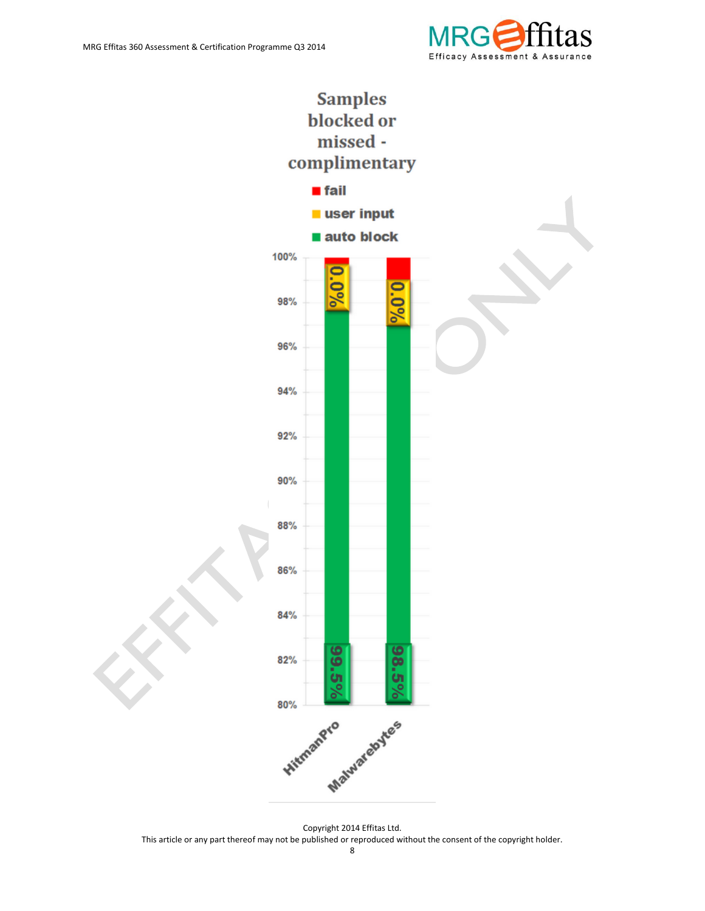# Samples blocked or missed - complimentary

- fail
- user input
- auto block

| | HitmanPro | Malwarebytes |
|---|---|---|
| user input | 0.0% | 0.0% |
| auto block | 99.5% | 98.5% |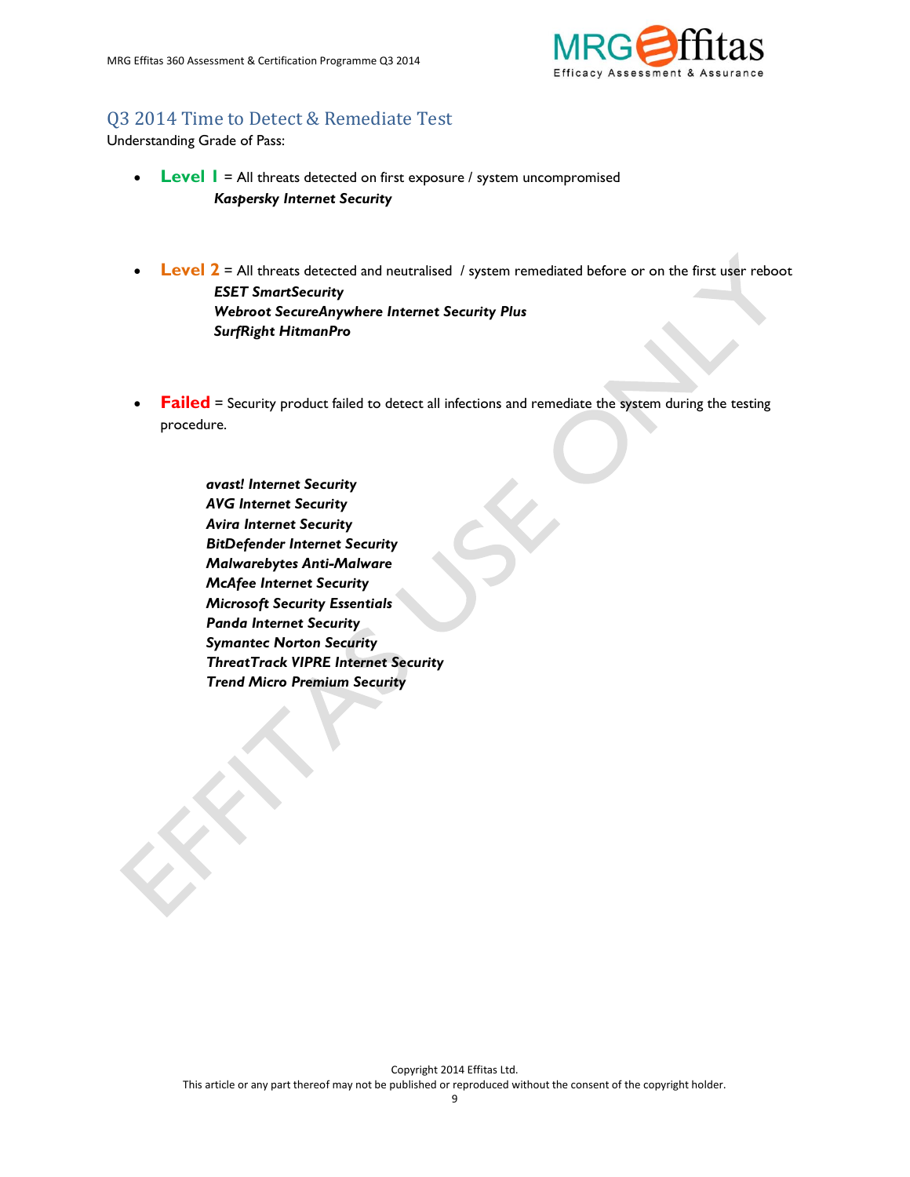## Q3 2014 Time to Detect & Remediate Test

Understanding Grade of Pass:

- **Level 1** = All threats detected on first exposure / system uncompromised
  
  ***Kaspersky Internet Security***

- **Level 2** = All threats detected and neutralised / system remediated before or on the first user reboot
  
  ***ESET SmartSecurity***  
  ***Webroot SecureAnywhere Internet Security Plus***  
  ***SurfRight HitmanPro***

- **Failed** = Security product failed to detect all infections and remediate the system during the testing procedure.

  ***avast! Internet Security***  
  ***AVG Internet Security***  
  ***Avira Internet Security***  
  ***BitDefender Internet Security***  
  ***Malwarebytes Anti-Malware***  
  ***McAfee Internet Security***  
  ***Microsoft Security Essentials***  
  ***Panda Internet Security***  
  ***Symantec Norton Security***  
  ***ThreatTrack VIPRE Internet Security***  
  ***Trend Micro Premium Security***

Copyright 2014 Effitas Ltd.  
This article or any part thereof may not be published or reproduced without the consent of the copyright holder.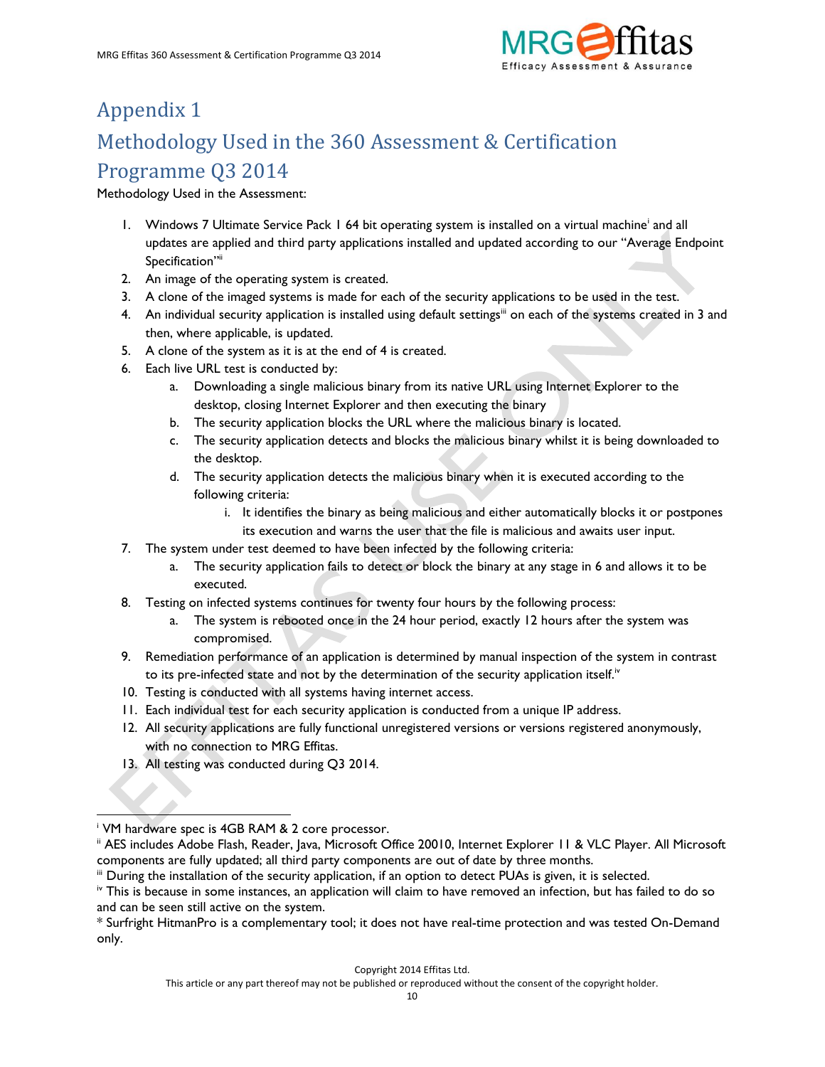# Appendix 1

# Methodology Used in the 360 Assessment & Certification Programme Q3 2014

Methodology Used in the Assessment:

1. Windows 7 Ultimate Service Pack 1 64 bit operating system is installed on a virtual machine[i] and all updates are applied and third party applications installed and updated according to our "Average Endpoint Specification"[ii]
2. An image of the operating system is created.
3. A clone of the imaged systems is made for each of the security applications to be used in the test.
4. An individual security application is installed using default settings[iii] on each of the systems created in 3 and then, where applicable, is updated.
5. A clone of the system as it is at the end of 4 is created.
6. Each live URL test is conducted by:
   a. Downloading a single malicious binary from its native URL using Internet Explorer to the desktop, closing Internet Explorer and then executing the binary
   b. The security application blocks the URL where the malicious binary is located.
   c. The security application detects and blocks the malicious binary whilst it is being downloaded to the desktop.
   d. The security application detects the malicious binary when it is executed according to the following criteria:
      i. It identifies the binary as being malicious and either automatically blocks it or postpones its execution and warns the user that the file is malicious and awaits user input.
7. The system under test deemed to have been infected by the following criteria:
   a. The security application fails to detect or block the binary at any stage in 6 and allows it to be executed.
8. Testing on infected systems continues for twenty four hours by the following process:
   a. The system is rebooted once in the 24 hour period, exactly 12 hours after the system was compromised.
9. Remediation performance of an application is determined by manual inspection of the system in contrast to its pre-infected state and not by the determination of the security application itself.[iv]
10. Testing is conducted with all systems having internet access.
11. Each individual test for each security application is conducted from a unique IP address.
12. All security applications are fully functional unregistered versions or versions registered anonymously, with no connection to MRG Effitas.
13. All testing was conducted during Q3 2014.

---

[i] VM hardware spec is 4GB RAM & 2 core processor.

[ii] AES includes Adobe Flash, Reader, Java, Microsoft Office 20010, Internet Explorer 11 & VLC Player. All Microsoft components are fully updated; all third party components are out of date by three months.

[iii] During the installation of the security application, if an option to detect PUAs is given, it is selected.

[iv] This is because in some instances, an application will claim to have removed an infection, but has failed to do so and can be seen still active on the system.

* Surfright HitmanPro is a complementary tool; it does not have real-time protection and was tested On-Demand only.